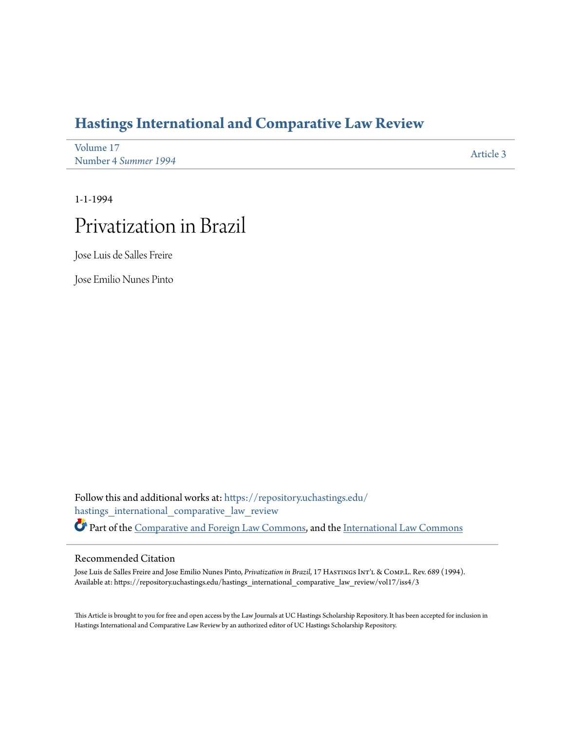# Hastings International and Comparative Law Review

Volume 17
Number 4 *Summer 1994*

Article 3

1-1-1994

# Privatization in Brazil

Jose Luis de Salles Freire

Jose Emilio Nunes Pinto

Follow this and additional works at: https://repository.uchastings.edu/hastings_international_comparative_law_review

Part of the Comparative and Foreign Law Commons, and the International Law Commons

## Recommended Citation

Jose Luis de Salles Freire and Jose Emilio Nunes Pinto, *Privatization in Brazil*, 17 Hastings Int'l & Comp.L. Rev. 689 (1994).
Available at: https://repository.uchastings.edu/hastings_international_comparative_law_review/vol17/iss4/3

This Article is brought to you for free and open access by the Law Journals at UC Hastings Scholarship Repository. It has been accepted for inclusion in Hastings International and Comparative Law Review by an authorized editor of UC Hastings Scholarship Repository.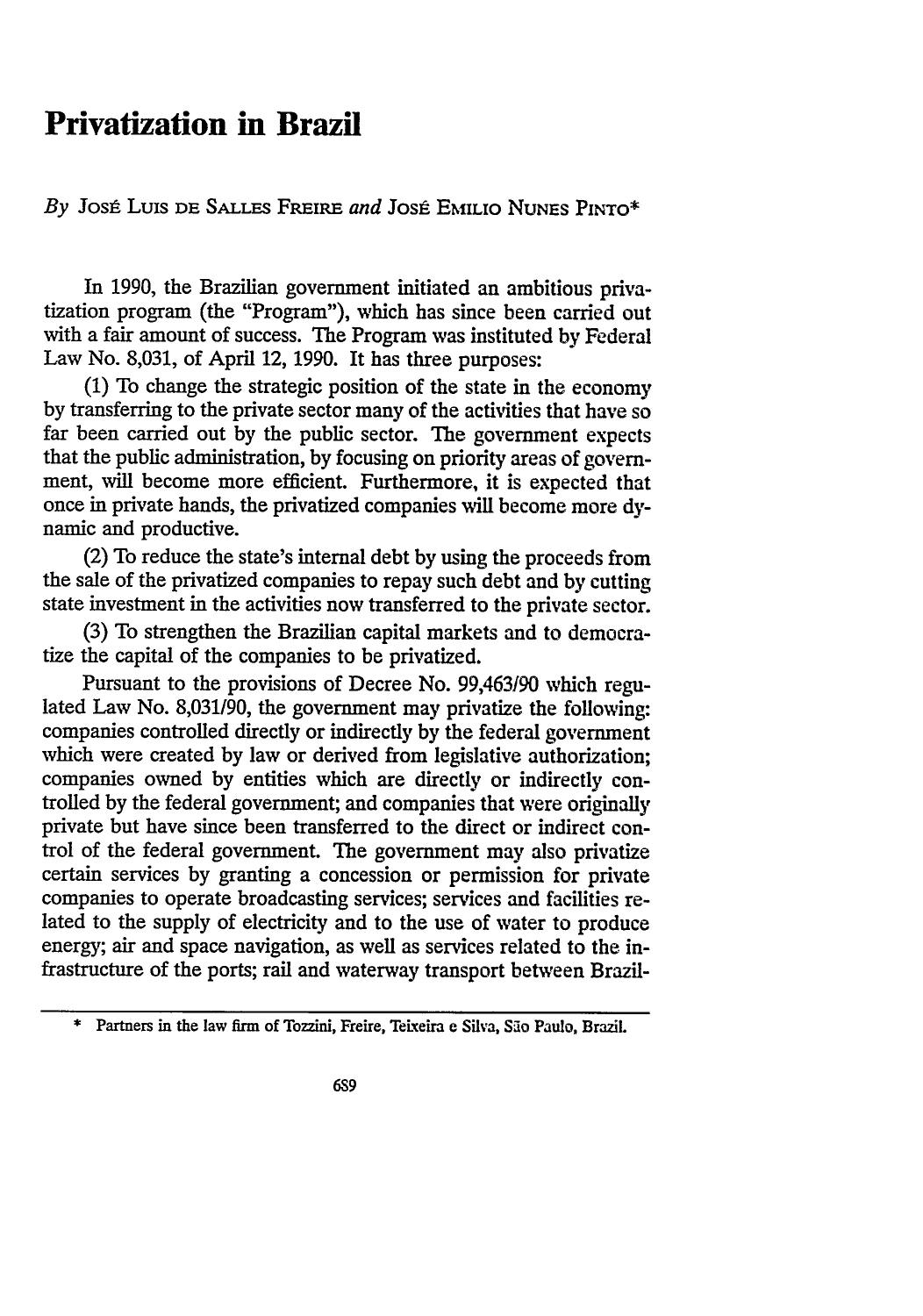# Privatization in Brazil

*By* José Luis de Salles Freire *and* José Emilio Nunes Pinto*

In 1990, the Brazilian government initiated an ambitious privatization program (the "Program"), which has since been carried out with a fair amount of success. The Program was instituted by Federal Law No. 8,031, of April 12, 1990. It has three purposes:

(1) To change the strategic position of the state in the economy by transferring to the private sector many of the activities that have so far been carried out by the public sector. The government expects that the public administration, by focusing on priority areas of government, will become more efficient. Furthermore, it is expected that once in private hands, the privatized companies will become more dynamic and productive.

(2) To reduce the state's internal debt by using the proceeds from the sale of the privatized companies to repay such debt and by cutting state investment in the activities now transferred to the private sector.

(3) To strengthen the Brazilian capital markets and to democratize the capital of the companies to be privatized.

Pursuant to the provisions of Decree No. 99,463/90 which regulated Law No. 8,031/90, the government may privatize the following: companies controlled directly or indirectly by the federal government which were created by law or derived from legislative authorization; companies owned by entities which are directly or indirectly controlled by the federal government; and companies that were originally private but have since been transferred to the direct or indirect control of the federal government. The government may also privatize certain services by granting a concession or permission for private companies to operate broadcasting services; services and facilities related to the supply of electricity and to the use of water to produce energy; air and space navigation, as well as services related to the infrastructure of the ports; rail and waterway transport between Brazil-

---

\* Partners in the law firm of Tozzini, Freire, Teixeira e Silva, São Paulo, Brazil.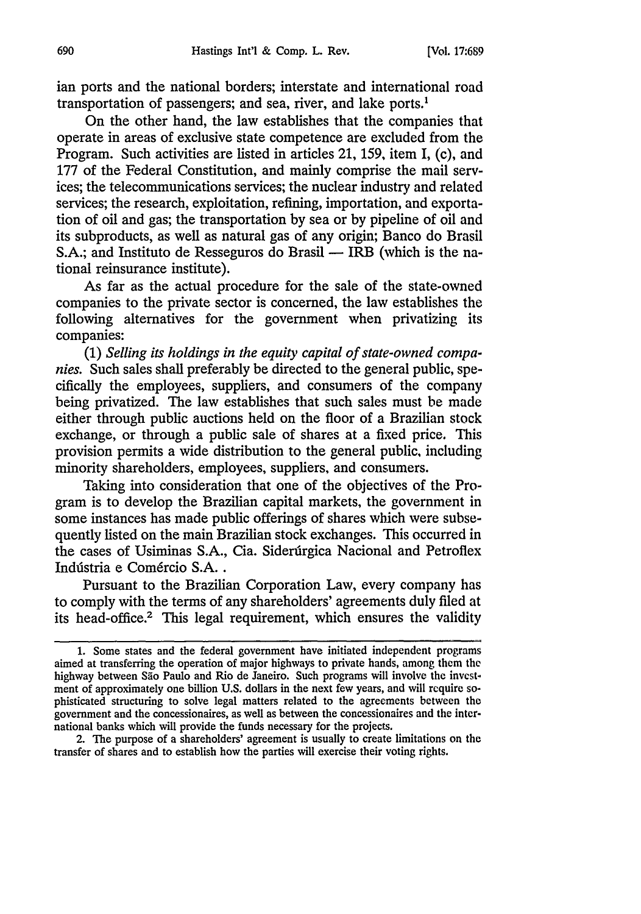ian ports and the national borders; interstate and international road transportation of passengers; and sea, river, and lake ports.[1]

On the other hand, the law establishes that the companies that operate in areas of exclusive state competence are excluded from the Program. Such activities are listed in articles 21, 159, item I, (c), and 177 of the Federal Constitution, and mainly comprise the mail services; the telecommunications services; the nuclear industry and related services; the research, exploitation, refining, importation, and exportation of oil and gas; the transportation by sea or by pipeline of oil and its subproducts, as well as natural gas of any origin; Banco do Brasil S.A.; and Instituto de Resseguros do Brasil — IRB (which is the national reinsurance institute).

As far as the actual procedure for the sale of the state-owned companies to the private sector is concerned, the law establishes the following alternatives for the government when privatizing its companies:

(1) *Selling its holdings in the equity capital of state-owned companies.* Such sales shall preferably be directed to the general public, specifically the employees, suppliers, and consumers of the company being privatized. The law establishes that such sales must be made either through public auctions held on the floor of a Brazilian stock exchange, or through a public sale of shares at a fixed price. This provision permits a wide distribution to the general public, including minority shareholders, employees, suppliers, and consumers.

Taking into consideration that one of the objectives of the Program is to develop the Brazilian capital markets, the government in some instances has made public offerings of shares which were subsequently listed on the main Brazilian stock exchanges. This occurred in the cases of Usiminas S.A., Cia. Siderúrgica Nacional and Petroflex Indústria e Comércio S.A. .

Pursuant to the Brazilian Corporation Law, every company has to comply with the terms of any shareholders' agreements duly filed at its head-office.[2] This legal requirement, which ensures the validity

---

1. Some states and the federal government have initiated independent programs aimed at transferring the operation of major highways to private hands, among them the highway between São Paulo and Rio de Janeiro. Such programs will involve the investment of approximately one billion U.S. dollars in the next few years, and will require sophisticated structuring to solve legal matters related to the agreements between the government and the concessionaires, as well as between the concessionaires and the international banks which will provide the funds necessary for the projects.

2. The purpose of a shareholders' agreement is usually to create limitations on the transfer of shares and to establish how the parties will exercise their voting rights.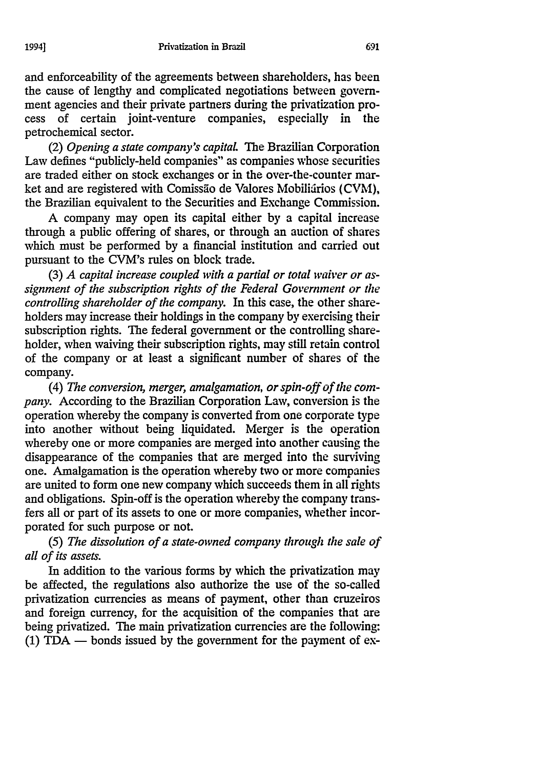and enforceability of the agreements between shareholders, has been the cause of lengthy and complicated negotiations between government agencies and their private partners during the privatization process of certain joint-venture companies, especially in the petrochemical sector.

(2) *Opening a state company's capital.* The Brazilian Corporation Law defines "publicly-held companies" as companies whose securities are traded either on stock exchanges or in the over-the-counter market and are registered with Comissão de Valores Mobiliários (CVM), the Brazilian equivalent to the Securities and Exchange Commission.

A company may open its capital either by a capital increase through a public offering of shares, or through an auction of shares which must be performed by a financial institution and carried out pursuant to the CVM's rules on block trade.

(3) *A capital increase coupled with a partial or total waiver or assignment of the subscription rights of the Federal Government or the controlling shareholder of the company.* In this case, the other shareholders may increase their holdings in the company by exercising their subscription rights. The federal government or the controlling shareholder, when waiving their subscription rights, may still retain control of the company or at least a significant number of shares of the company.

(4) *The conversion, merger, amalgamation, or spin-off of the company.* According to the Brazilian Corporation Law, conversion is the operation whereby the company is converted from one corporate type into another without being liquidated. Merger is the operation whereby one or more companies are merged into another causing the disappearance of the companies that are merged into the surviving one. Amalgamation is the operation whereby two or more companies are united to form one new company which succeeds them in all rights and obligations. Spin-off is the operation whereby the company transfers all or part of its assets to one or more companies, whether incorporated for such purpose or not.

(5) *The dissolution of a state-owned company through the sale of all of its assets.*

In addition to the various forms by which the privatization may be affected, the regulations also authorize the use of the so-called privatization currencies as means of payment, other than cruzeiros and foreign currency, for the acquisition of the companies that are being privatized. The main privatization currencies are the following: (1) TDA — bonds issued by the government for the payment of ex-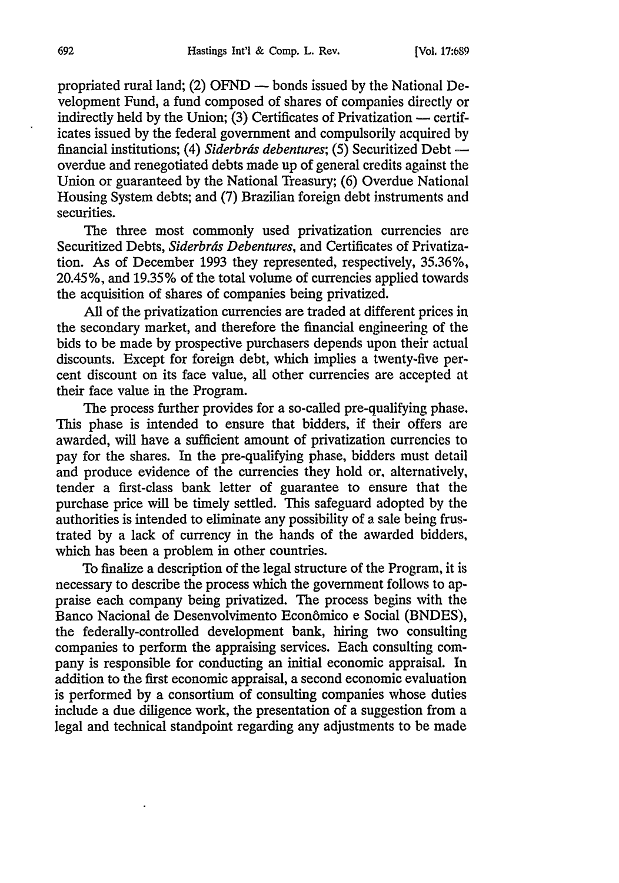propriated rural land; (2) OFND — bonds issued by the National Development Fund, a fund composed of shares of companies directly or indirectly held by the Union; (3) Certificates of Privatization — certificates issued by the federal government and compulsorily acquired by financial institutions; (4) *Siderbrás debentures*; (5) Securitized Debt — overdue and renegotiated debts made up of general credits against the Union or guaranteed by the National Treasury; (6) Overdue National Housing System debts; and (7) Brazilian foreign debt instruments and securities.

The three most commonly used privatization currencies are Securitized Debts, *Siderbrás Debentures*, and Certificates of Privatization. As of December 1993 they represented, respectively, 35.36%, 20.45%, and 19.35% of the total volume of currencies applied towards the acquisition of shares of companies being privatized.

All of the privatization currencies are traded at different prices in the secondary market, and therefore the financial engineering of the bids to be made by prospective purchasers depends upon their actual discounts. Except for foreign debt, which implies a twenty-five percent discount on its face value, all other currencies are accepted at their face value in the Program.

The process further provides for a so-called pre-qualifying phase. This phase is intended to ensure that bidders, if their offers are awarded, will have a sufficient amount of privatization currencies to pay for the shares. In the pre-qualifying phase, bidders must detail and produce evidence of the currencies they hold or, alternatively, tender a first-class bank letter of guarantee to ensure that the purchase price will be timely settled. This safeguard adopted by the authorities is intended to eliminate any possibility of a sale being frustrated by a lack of currency in the hands of the awarded bidders, which has been a problem in other countries.

To finalize a description of the legal structure of the Program, it is necessary to describe the process which the government follows to appraise each company being privatized. The process begins with the Banco Nacional de Desenvolvimento Econômico e Social (BNDES), the federally-controlled development bank, hiring two consulting companies to perform the appraising services. Each consulting company is responsible for conducting an initial economic appraisal. In addition to the first economic appraisal, a second economic evaluation is performed by a consortium of consulting companies whose duties include a due diligence work, the presentation of a suggestion from a legal and technical standpoint regarding any adjustments to be made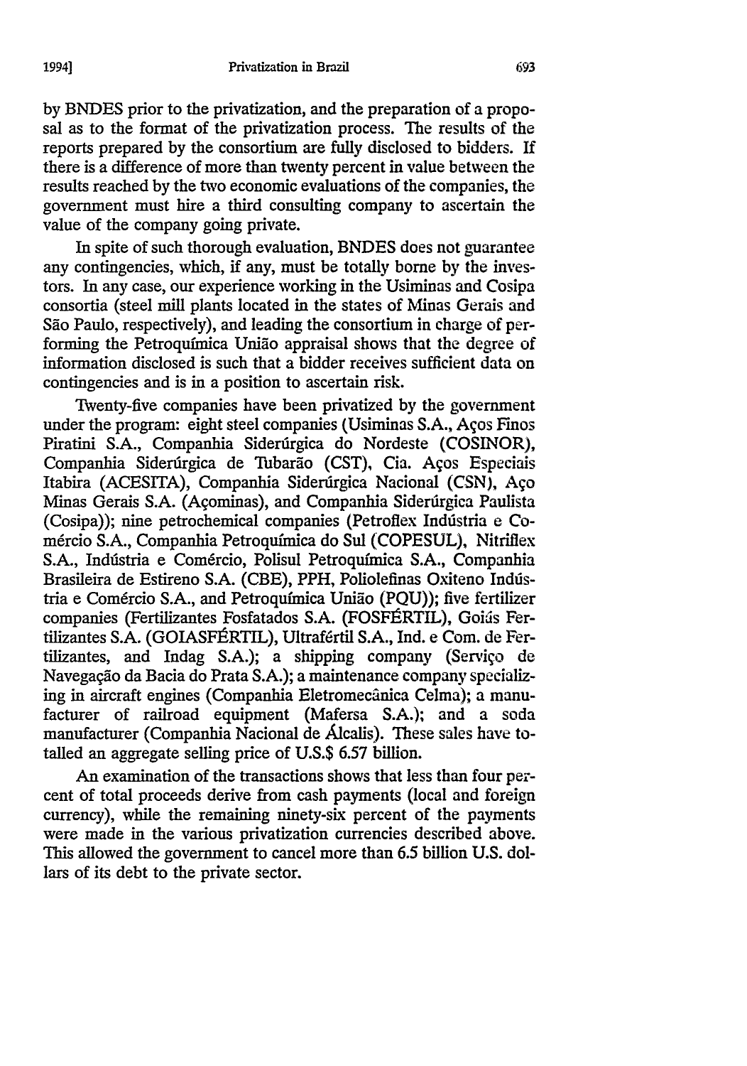by BNDES prior to the privatization, and the preparation of a proposal as to the format of the privatization process. The results of the reports prepared by the consortium are fully disclosed to bidders. If there is a difference of more than twenty percent in value between the results reached by the two economic evaluations of the companies, the government must hire a third consulting company to ascertain the value of the company going private.

In spite of such thorough evaluation, BNDES does not guarantee any contingencies, which, if any, must be totally borne by the investors. In any case, our experience working in the Usiminas and Cosipa consortia (steel mill plants located in the states of Minas Gerais and São Paulo, respectively), and leading the consortium in charge of performing the Petroquímica União appraisal shows that the degree of information disclosed is such that a bidder receives sufficient data on contingencies and is in a position to ascertain risk.

Twenty-five companies have been privatized by the government under the program: eight steel companies (Usiminas S.A., Aços Finos Piratini S.A., Companhia Siderúrgica do Nordeste (COSINOR), Companhia Siderúrgica de Tubarão (CST), Cia. Aços Especiais Itabira (ACESITA), Companhia Siderúrgica Nacional (CSN), Aço Minas Gerais S.A. (Açominas), and Companhia Siderúrgica Paulista (Cosipa)); nine petrochemical companies (Petroflex Indústria e Comércio S.A., Companhia Petroquímica do Sul (COPESUL), Nitriflex S.A., Indústria e Comércio, Polisul Petroquímica S.A., Companhia Brasileira de Estireno S.A. (CBE), PPH, Poliolefinas Oxiteno Indústria e Comércio S.A., and Petroquímica União (PQU)); five fertilizer companies (Fertilizantes Fosfatados S.A. (FOSFÉRTIL), Goiás Fertilizantes S.A. (GOIASFÉRTIL), Ultrafértil S.A., Ind. e Com. de Fertilizantes, and Indag S.A.); a shipping company (Serviço de Navegação da Bacia do Prata S.A.); a maintenance company specializing in aircraft engines (Companhia Eletromecânica Celma); a manufacturer of railroad equipment (Mafersa S.A.); and a soda manufacturer (Companhia Nacional de Álcalis). These sales have totalled an aggregate selling price of U.S.$ 6.57 billion.

An examination of the transactions shows that less than four percent of total proceeds derive from cash payments (local and foreign currency), while the remaining ninety-six percent of the payments were made in the various privatization currencies described above. This allowed the government to cancel more than 6.5 billion U.S. dollars of its debt to the private sector.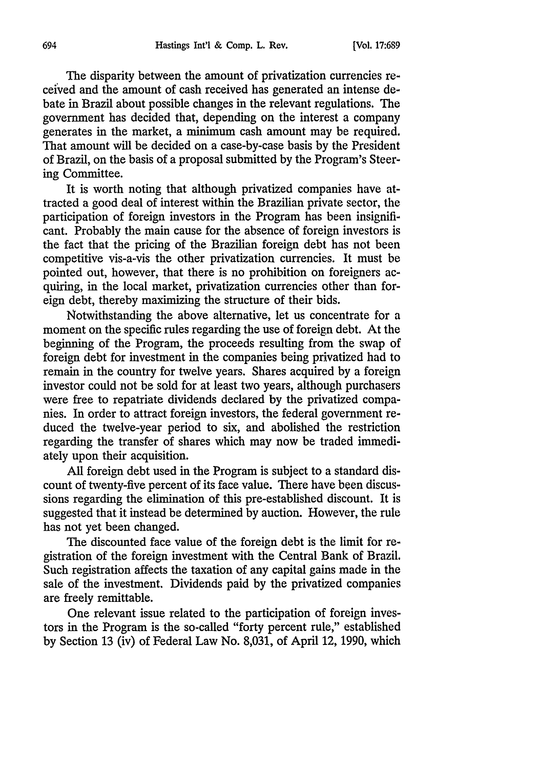The disparity between the amount of privatization currencies received and the amount of cash received has generated an intense debate in Brazil about possible changes in the relevant regulations. The government has decided that, depending on the interest a company generates in the market, a minimum cash amount may be required. That amount will be decided on a case-by-case basis by the President of Brazil, on the basis of a proposal submitted by the Program's Steering Committee.

It is worth noting that although privatized companies have attracted a good deal of interest within the Brazilian private sector, the participation of foreign investors in the Program has been insignificant. Probably the main cause for the absence of foreign investors is the fact that the pricing of the Brazilian foreign debt has not been competitive vis-a-vis the other privatization currencies. It must be pointed out, however, that there is no prohibition on foreigners acquiring, in the local market, privatization currencies other than foreign debt, thereby maximizing the structure of their bids.

Notwithstanding the above alternative, let us concentrate for a moment on the specific rules regarding the use of foreign debt. At the beginning of the Program, the proceeds resulting from the swap of foreign debt for investment in the companies being privatized had to remain in the country for twelve years. Shares acquired by a foreign investor could not be sold for at least two years, although purchasers were free to repatriate dividends declared by the privatized companies. In order to attract foreign investors, the federal government reduced the twelve-year period to six, and abolished the restriction regarding the transfer of shares which may now be traded immediately upon their acquisition.

All foreign debt used in the Program is subject to a standard discount of twenty-five percent of its face value. There have been discussions regarding the elimination of this pre-established discount. It is suggested that it instead be determined by auction. However, the rule has not yet been changed.

The discounted face value of the foreign debt is the limit for registration of the foreign investment with the Central Bank of Brazil. Such registration affects the taxation of any capital gains made in the sale of the investment. Dividends paid by the privatized companies are freely remittable.

One relevant issue related to the participation of foreign investors in the Program is the so-called "forty percent rule," established by Section 13 (iv) of Federal Law No. 8,031, of April 12, 1990, which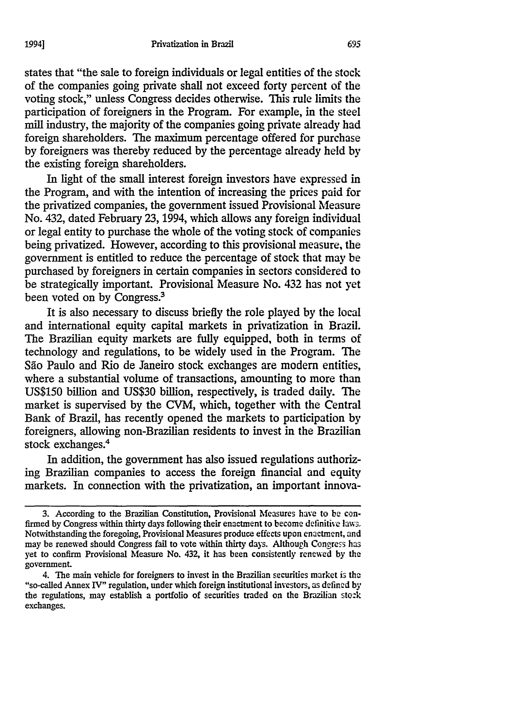states that "the sale to foreign individuals or legal entities of the stock of the companies going private shall not exceed forty percent of the voting stock," unless Congress decides otherwise. This rule limits the participation of foreigners in the Program. For example, in the steel mill industry, the majority of the companies going private already had foreign shareholders. The maximum percentage offered for purchase by foreigners was thereby reduced by the percentage already held by the existing foreign shareholders.

In light of the small interest foreign investors have expressed in the Program, and with the intention of increasing the prices paid for the privatized companies, the government issued Provisional Measure No. 432, dated February 23, 1994, which allows any foreign individual or legal entity to purchase the whole of the voting stock of companies being privatized. However, according to this provisional measure, the government is entitled to reduce the percentage of stock that may be purchased by foreigners in certain companies in sectors considered to be strategically important. Provisional Measure No. 432 has not yet been voted on by Congress.[3]

It is also necessary to discuss briefly the role played by the local and international equity capital markets in privatization in Brazil. The Brazilian equity markets are fully equipped, both in terms of technology and regulations, to be widely used in the Program. The São Paulo and Rio de Janeiro stock exchanges are modern entities, where a substantial volume of transactions, amounting to more than US$150 billion and US$30 billion, respectively, is traded daily. The market is supervised by the CVM, which, together with the Central Bank of Brazil, has recently opened the markets to participation by foreigners, allowing non-Brazilian residents to invest in the Brazilian stock exchanges.[4]

In addition, the government has also issued regulations authorizing Brazilian companies to access the foreign financial and equity markets. In connection with the privatization, an important innova-

---

3. According to the Brazilian Constitution, Provisional Measures have to be confirmed by Congress within thirty days following their enactment to become definitive laws. Notwithstanding the foregoing, Provisional Measures produce effects upon enactment, and may be renewed should Congress fail to vote within thirty days. Although Congress has yet to confirm Provisional Measure No. 432, it has been consistently renewed by the government.

4. The main vehicle for foreigners to invest in the Brazilian securities market is the "so-called Annex IV" regulation, under which foreign institutional investors, as defined by the regulations, may establish a portfolio of securities traded on the Brazilian stock exchanges.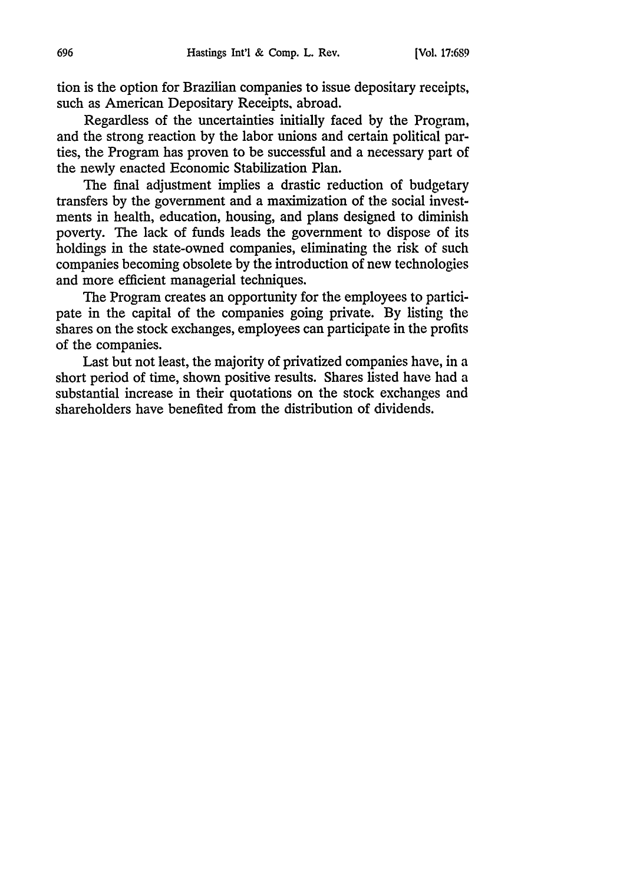tion is the option for Brazilian companies to issue depositary receipts, such as American Depositary Receipts, abroad.

Regardless of the uncertainties initially faced by the Program, and the strong reaction by the labor unions and certain political parties, the Program has proven to be successful and a necessary part of the newly enacted Economic Stabilization Plan.

The final adjustment implies a drastic reduction of budgetary transfers by the government and a maximization of the social investments in health, education, housing, and plans designed to diminish poverty. The lack of funds leads the government to dispose of its holdings in the state-owned companies, eliminating the risk of such companies becoming obsolete by the introduction of new technologies and more efficient managerial techniques.

The Program creates an opportunity for the employees to participate in the capital of the companies going private. By listing the shares on the stock exchanges, employees can participate in the profits of the companies.

Last but not least, the majority of privatized companies have, in a short period of time, shown positive results. Shares listed have had a substantial increase in their quotations on the stock exchanges and shareholders have benefited from the distribution of dividends.